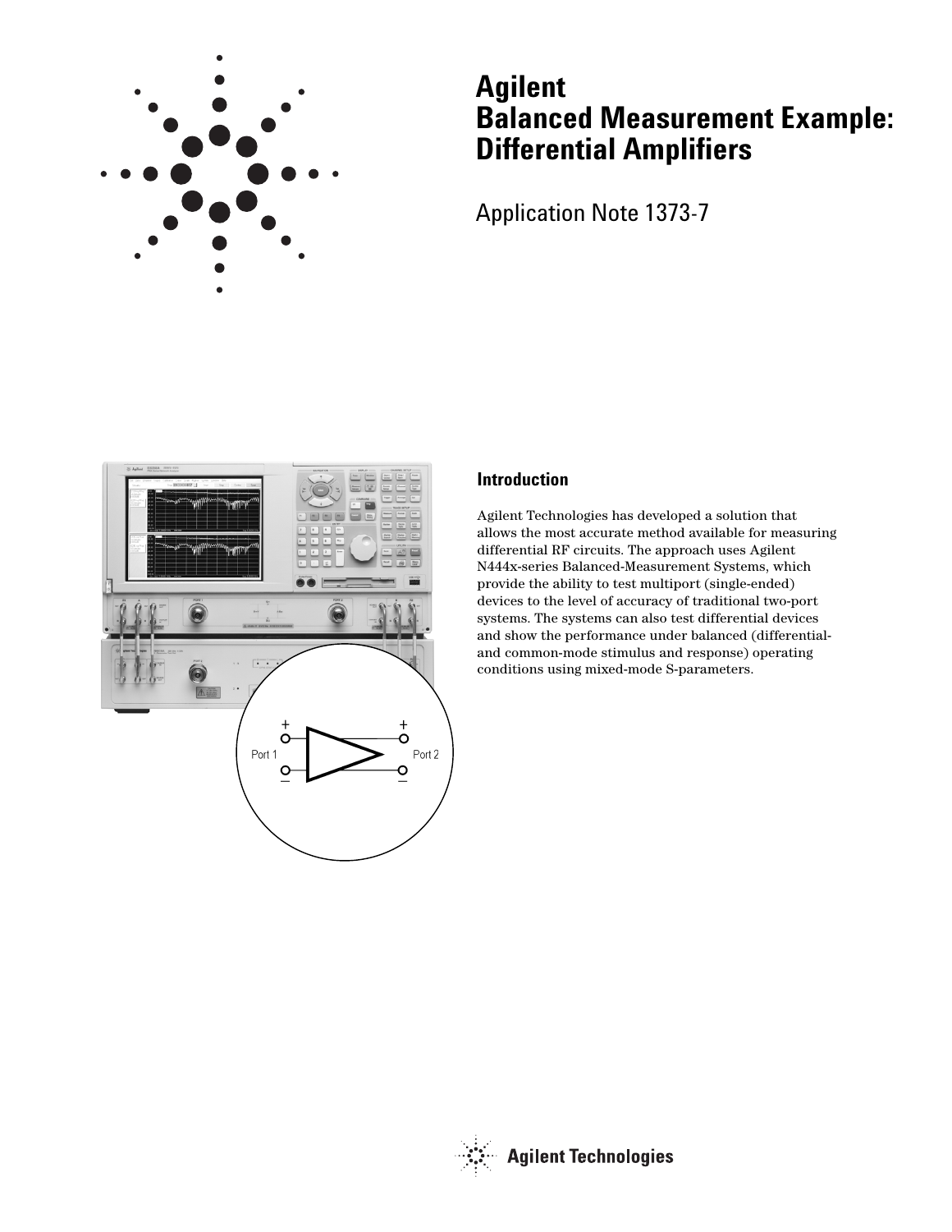# Agilent Balanced Measurement Example: Differential Amplifiers

Application Note 1373-7

## Introduction

Agilent Technologies has developed a solution that allows the most accurate method available for measuring differential RF circuits. The approach uses Agilent N444x-series Balanced-Measurement Systems, which provide the ability to test multiport (single-ended) devices to the level of accuracy of traditional two-port systems. The systems can also test differential devices and show the performance under balanced (differential- and common-mode stimulus and response) operating conditions using mixed-mode S-parameters.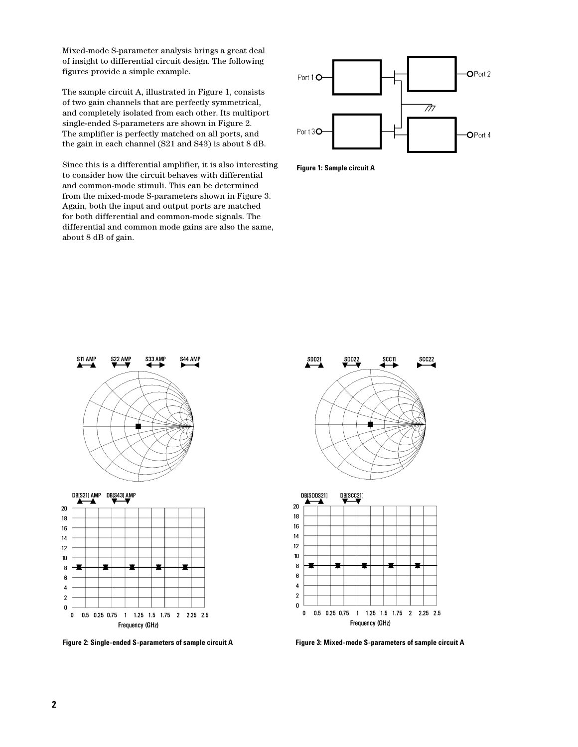Mixed-mode S-parameter analysis brings a great deal of insight to differential circuit design. The following figures provide a simple example.

The sample circuit A, illustrated in Figure 1, consists of two gain channels that are perfectly symmetrical, and completely isolated from each other. Its multiport single-ended S-parameters are shown in Figure 2. The amplifier is perfectly matched on all ports, and the gain in each channel (S21 and S43) is about 8 dB.

Since this is a differential amplifier, it is also interesting to consider how the circuit behaves with differential and common-mode stimuli. This can be determined from the mixed-mode S-parameters shown in Figure 3. Again, both the input and output ports are matched for both differential and common-mode signals. The differential and common mode gains are also the same, about 8 dB of gain.

**Figure 1: Sample circuit A**

**Figure 2: Single-ended S-parameters of sample circuit A**

**Figure 3: Mixed-mode S-parameters of sample circuit A**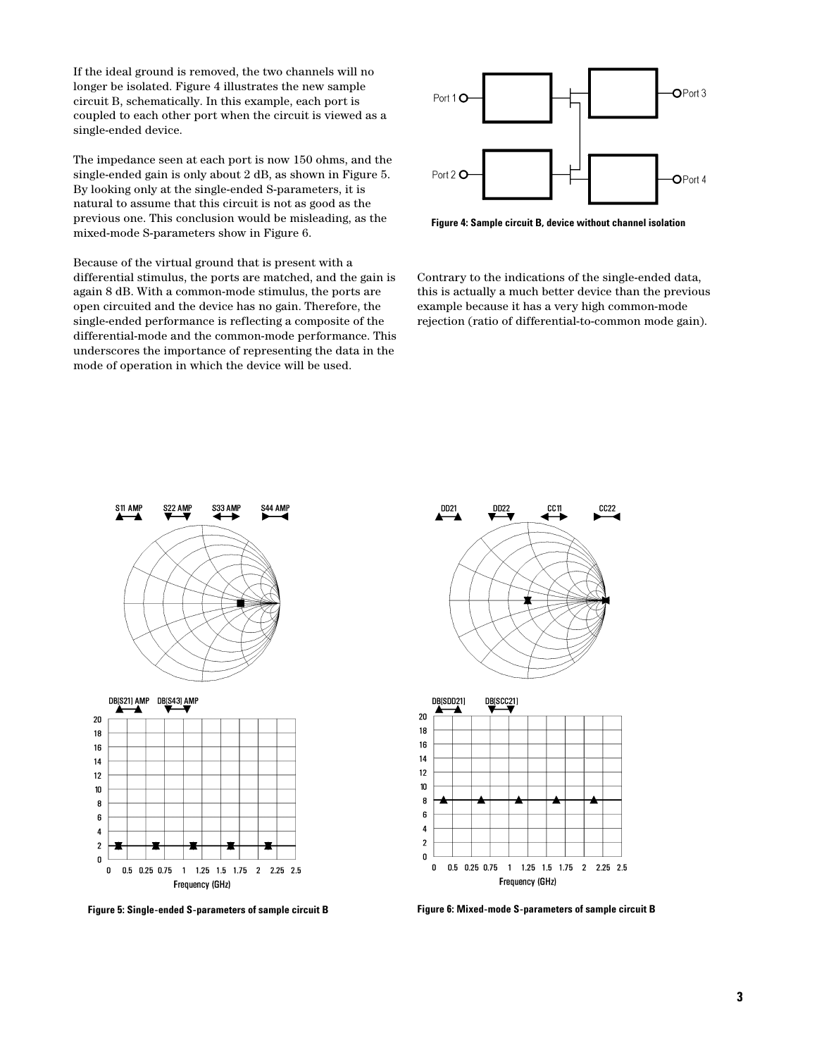If the ideal ground is removed, the two channels will no longer be isolated. Figure 4 illustrates the new sample circuit B, schematically. In this example, each port is coupled to each other port when the circuit is viewed as a single-ended device.

The impedance seen at each port is now 150 ohms, and the single-ended gain is only about 2 dB, as shown in Figure 5. By looking only at the single-ended S-parameters, it is natural to assume that this circuit is not as good as the previous one. This conclusion would be misleading, as the mixed-mode S-parameters show in Figure 6.

Because of the virtual ground that is present with a differential stimulus, the ports are matched, and the gain is again 8 dB. With a common-mode stimulus, the ports are open circuited and the device has no gain. Therefore, the single-ended performance is reflecting a composite of the differential-mode and the common-mode performance. This underscores the importance of representing the data in the mode of operation in which the device will be used.

**Figure 4: Sample circuit B, device without channel isolation**

Contrary to the indications of the single-ended data, this is actually a much better device than the previous example because it has a very high common-mode rejection (ratio of differential-to-common mode gain).

**Figure 5: Single-ended S-parameters of sample circuit B**

**Figure 6: Mixed-mode S-parameters of sample circuit B**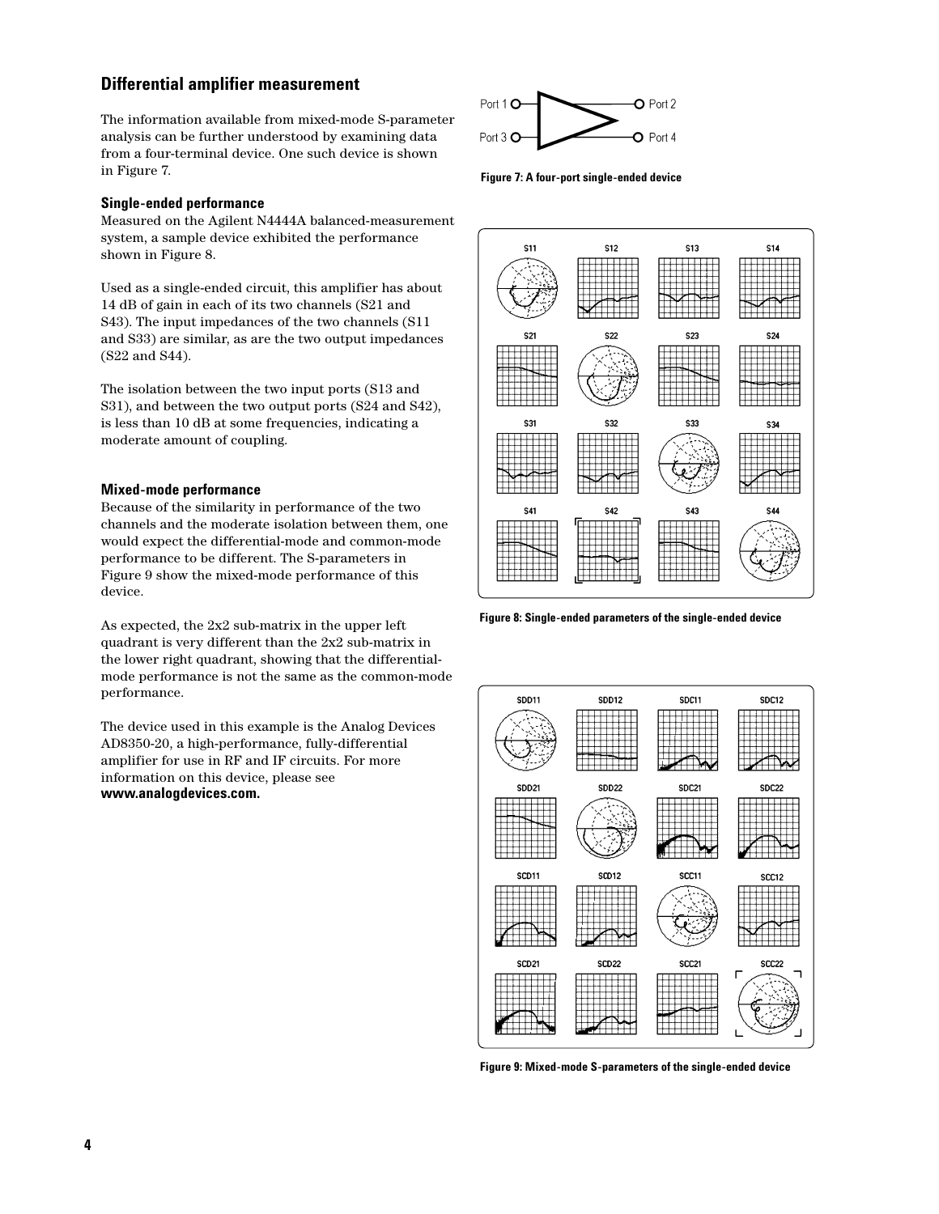## Differential amplifier measurement

The information available from mixed-mode S-parameter analysis can be further understood by examining data from a four-terminal device. One such device is shown in Figure 7.

Figure 7: A four-port single-ended device

### Single-ended performance

Measured on the Agilent N4444A balanced-measurement system, a sample device exhibited the performance shown in Figure 8.

Used as a single-ended circuit, this amplifier has about 14 dB of gain in each of its two channels (S21 and S43). The input impedances of the two channels (S11 and S33) are similar, as are the two output impedances (S22 and S44).

The isolation between the two input ports (S13 and S31), and between the two output ports (S24 and S42), is less than 10 dB at some frequencies, indicating a moderate amount of coupling.

Figure 8: Single-ended parameters of the single-ended device

### Mixed-mode performance

Because of the similarity in performance of the two channels and the moderate isolation between them, one would expect the differential-mode and common-mode performance to be different. The S-parameters in Figure 9 show the mixed-mode performance of this device.

As expected, the 2x2 sub-matrix in the upper left quadrant is very different than the 2x2 sub-matrix in the lower right quadrant, showing that the differential-mode performance is not the same as the common-mode performance.

The device used in this example is the Analog Devices AD8350-20, a high-performance, fully-differential amplifier for use in RF and IF circuits. For more information on this device, please see **www.analogdevices.com.**

Figure 9: Mixed-mode S-parameters of the single-ended device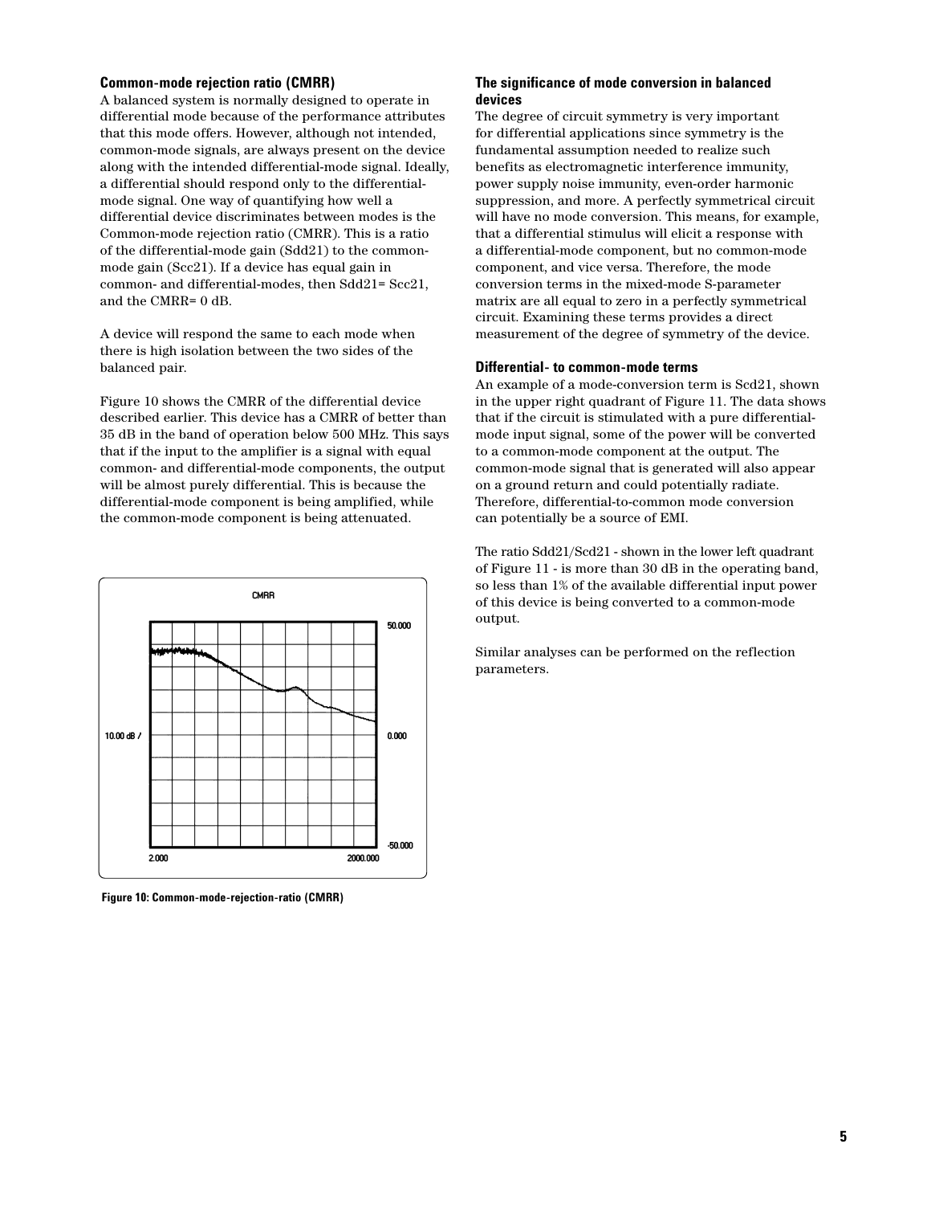### Common-mode rejection ratio (CMRR)

A balanced system is normally designed to operate in differential mode because of the performance attributes that this mode offers. However, although not intended, common-mode signals, are always present on the device along with the intended differential-mode signal. Ideally, a differential should respond only to the differential-mode signal. One way of quantifying how well a differential device discriminates between modes is the Common-mode rejection ratio (CMRR). This is a ratio of the differential-mode gain (Sdd21) to the common-mode gain (Scc21). If a device has equal gain in common- and differential-modes, then Sdd21= Scc21, and the CMRR= 0 dB.

A device will respond the same to each mode when there is high isolation between the two sides of the balanced pair.

Figure 10 shows the CMRR of the differential device described earlier. This device has a CMRR of better than 35 dB in the band of operation below 500 MHz. This says that if the input to the amplifier is a signal with equal common- and differential-mode components, the output will be almost purely differential. This is because the differential-mode component is being amplified, while the common-mode component is being attenuated.

**Figure 10: Common-mode-rejection-ratio (CMRR)**

### The significance of mode conversion in balanced devices

The degree of circuit symmetry is very important for differential applications since symmetry is the fundamental assumption needed to realize such benefits as electromagnetic interference immunity, power supply noise immunity, even-order harmonic suppression, and more. A perfectly symmetrical circuit will have no mode conversion. This means, for example, that a differential stimulus will elicit a response with a differential-mode component, but no common-mode component, and vice versa. Therefore, the mode conversion terms in the mixed-mode S-parameter matrix are all equal to zero in a perfectly symmetrical circuit. Examining these terms provides a direct measurement of the degree of symmetry of the device.

### Differential- to common-mode terms

An example of a mode-conversion term is Scd21, shown in the upper right quadrant of Figure 11. The data shows that if the circuit is stimulated with a pure differential-mode input signal, some of the power will be converted to a common-mode component at the output. The common-mode signal that is generated will also appear on a ground return and could potentially radiate. Therefore, differential-to-common mode conversion can potentially be a source of EMI.

The ratio Sdd21/Scd21 - shown in the lower left quadrant of Figure 11 - is more than 30 dB in the operating band, so less than 1% of the available differential input power of this device is being converted to a common-mode output.

Similar analyses can be performed on the reflection parameters.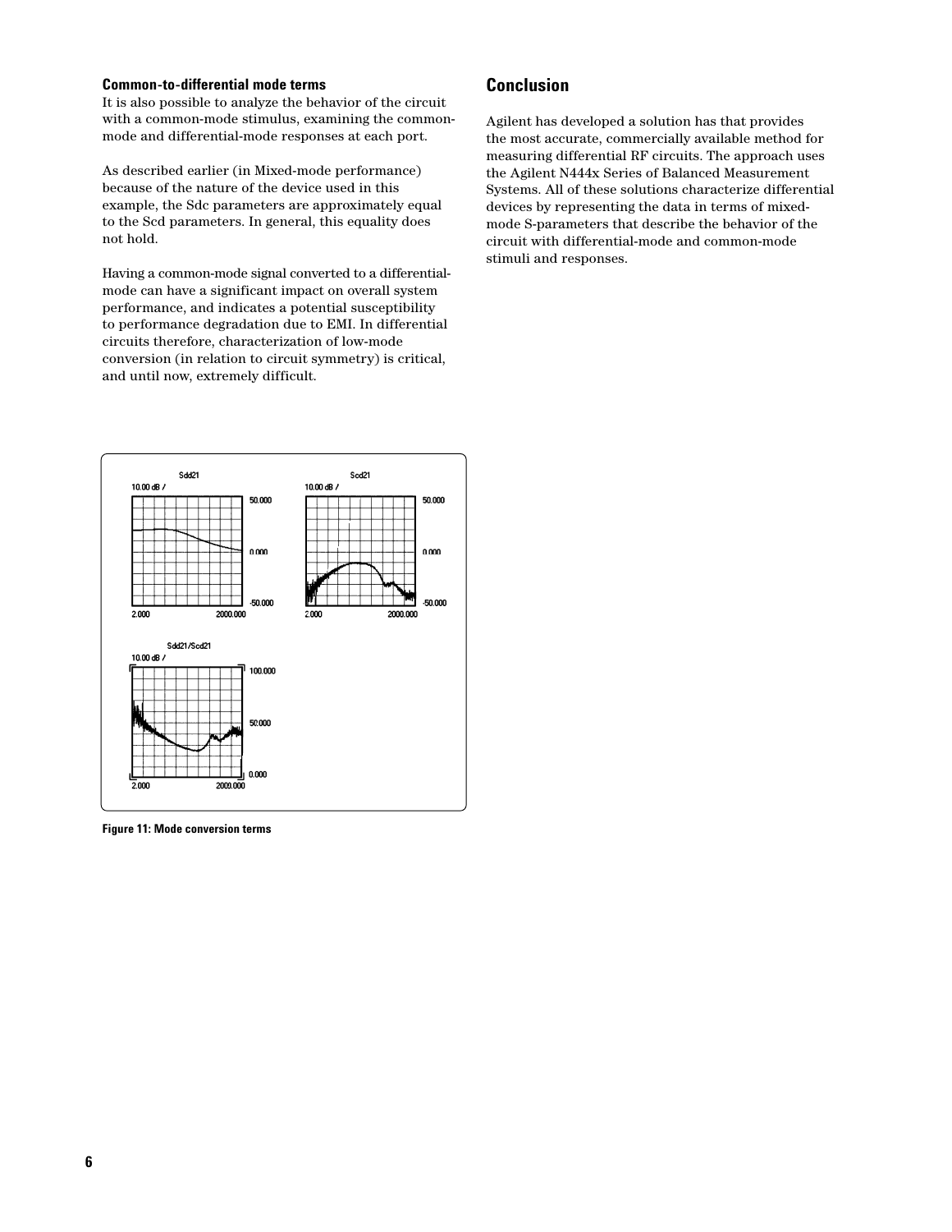### Common-to-differential mode terms

It is also possible to analyze the behavior of the circuit with a common-mode stimulus, examining the common-mode and differential-mode responses at each port.

As described earlier (in Mixed-mode performance) because of the nature of the device used in this example, the Sdc parameters are approximately equal to the Scd parameters. In general, this equality does not hold.

Having a common-mode signal converted to a differential-mode can have a significant impact on overall system performance, and indicates a potential susceptibility to performance degradation due to EMI. In differential circuits therefore, characterization of low-mode conversion (in relation to circuit symmetry) is critical, and until now, extremely difficult.

Figure 11: Mode conversion terms

## Conclusion

Agilent has developed a solution has that provides the most accurate, commercially available method for measuring differential RF circuits. The approach uses the Agilent N444x Series of Balanced Measurement Systems. All of these solutions characterize differential devices by representing the data in terms of mixed-mode S-parameters that describe the behavior of the circuit with differential-mode and common-mode stimuli and responses.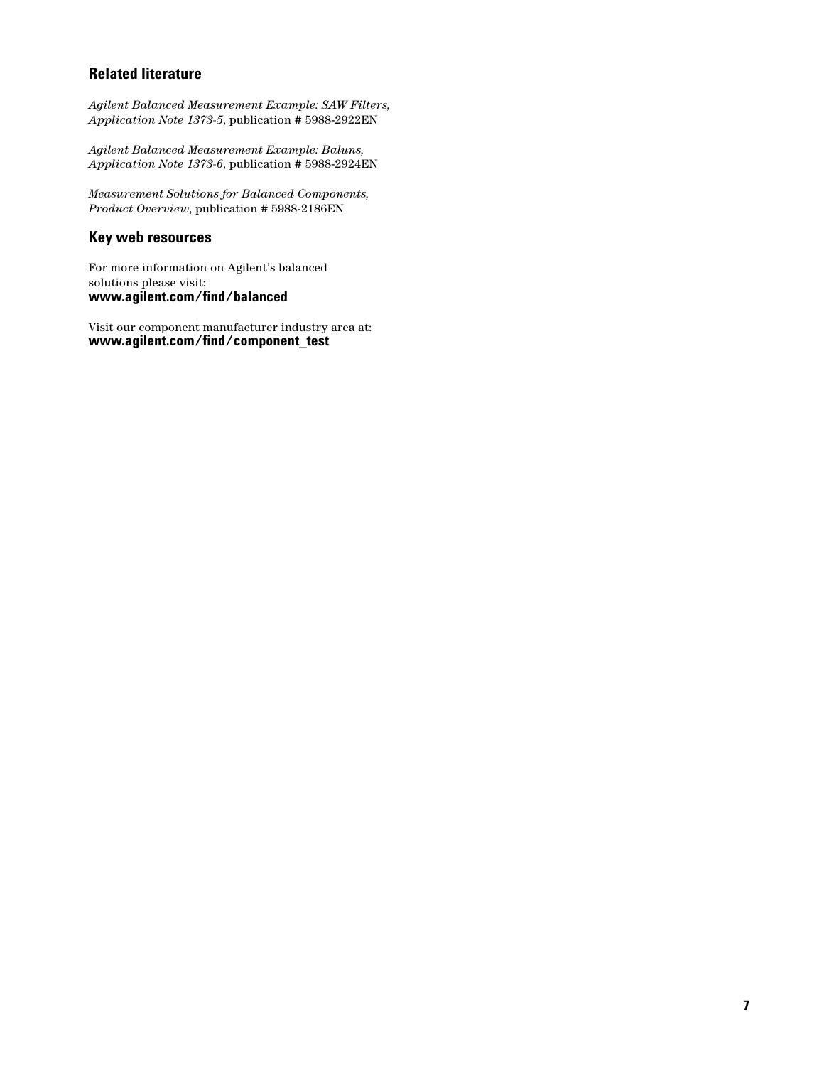## Related literature

*Agilent Balanced Measurement Example: SAW Filters, Application Note 1373-5*, publication # 5988-2922EN

*Agilent Balanced Measurement Example: Baluns, Application Note 1373-6*, publication # 5988-2924EN

*Measurement Solutions for Balanced Components, Product Overview*, publication # 5988-2186EN

## Key web resources

For more information on Agilent's balanced solutions please visit:
**www.agilent.com/find/balanced**

Visit our component manufacturer industry area at:
**www.agilent.com/find/component_test**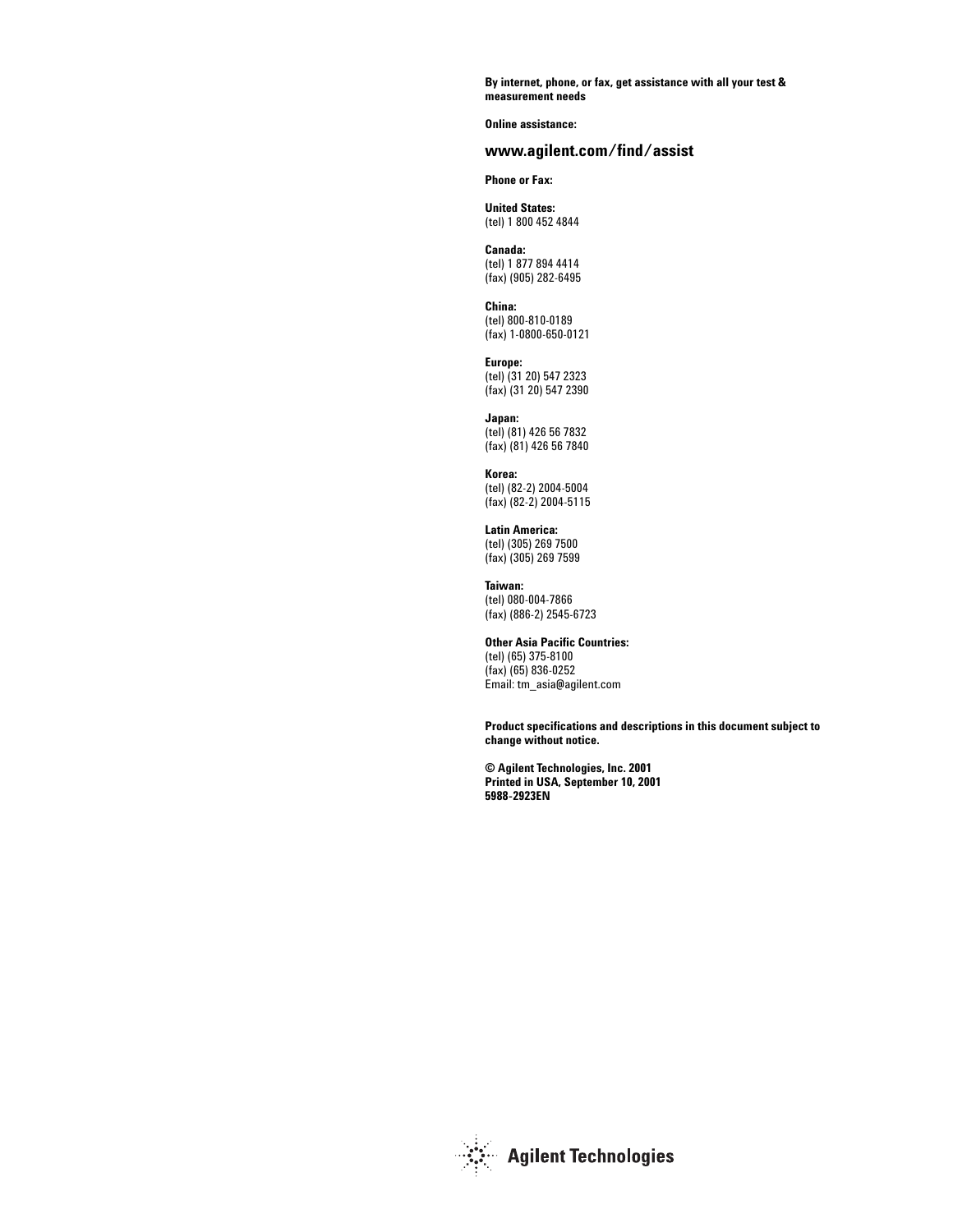**By internet, phone, or fax, get assistance with all your test & measurement needs**

**Online assistance:**

**www.agilent.com/find/assist**

**Phone or Fax:**

**United States:**
(tel) 1 800 452 4844

**Canada:**
(tel) 1 877 894 4414
(fax) (905) 282-6495

**China:**
(tel) 800-810-0189
(fax) 1-0800-650-0121

**Europe:**
(tel) (31 20) 547 2323
(fax) (31 20) 547 2390

**Japan:**
(tel) (81) 426 56 7832
(fax) (81) 426 56 7840

**Korea:**
(tel) (82-2) 2004-5004
(fax) (82-2) 2004-5115

**Latin America:**
(tel) (305) 269 7500
(fax) (305) 269 7599

**Taiwan:**
(tel) 080-004-7866
(fax) (886-2) 2545-6723

**Other Asia Pacific Countries:**
(tel) (65) 375-8100
(fax) (65) 836-0252
Email: tm_asia@agilent.com

**Product specifications and descriptions in this document subject to change without notice.**

**© Agilent Technologies, Inc. 2001**
**Printed in USA, September 10, 2001**
**5988-2923EN**

**Agilent Technologies**